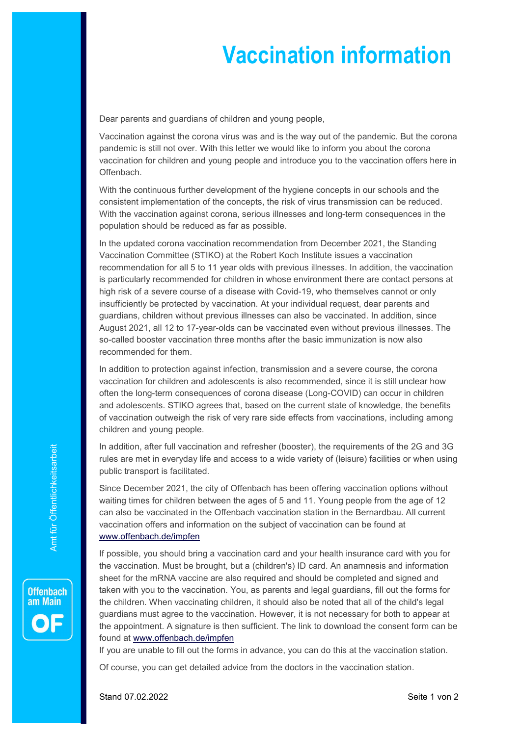# Vaccination information

Dear parents and guardians of children and young people,

Vaccination against the corona virus was and is the way out of the pandemic. But the corona pandemic is still not over. With this letter we would like to inform you about the corona vaccination for children and young people and introduce you to the vaccination offers here in Offenbach.

With the continuous further development of the hygiene concepts in our schools and the consistent implementation of the concepts, the risk of virus transmission can be reduced. With the vaccination against corona, serious illnesses and long-term consequences in the population should be reduced as far as possible.

In the updated corona vaccination recommendation from December 2021, the Standing Vaccination Committee (STIKO) at the Robert Koch Institute issues a vaccination recommendation for all 5 to 11 year olds with previous illnesses. In addition, the vaccination is particularly recommended for children in whose environment there are contact persons at high risk of a severe course of a disease with Covid-19, who themselves cannot or only insufficiently be protected by vaccination. At your individual request, dear parents and guardians, children without previous illnesses can also be vaccinated. In addition, since August 2021, all 12 to 17-year-olds can be vaccinated even without previous illnesses. The so-called booster vaccination three months after the basic immunization is now also recommended for them.

In addition to protection against infection, transmission and a severe course, the corona vaccination for children and adolescents is also recommended, since it is still unclear how often the long-term consequences of corona disease (Long-COVID) can occur in children and adolescents. STIKO agrees that, based on the current state of knowledge, the benefits of vaccination outweigh the risk of very rare side effects from vaccinations, including among children and young people.

In addition, after full vaccination and refresher (booster), the requirements of the 2G and 3G rules are met in everyday life and access to a wide variety of (leisure) facilities or when using public transport is facilitated.

Since December 2021, the city of Offenbach has been offering vaccination options without waiting times for children between the ages of 5 and 11. Young people from the age of 12 can also be vaccinated in the Offenbach vaccination station in the Bernardbau. All current vaccination offers and information on the subject of vaccination can be found at www.offenbach.de/impfen

If possible, you should bring a vaccination card and your health insurance card with you for the vaccination. Must be brought, but a (children's) ID card. An anamnesis and information sheet for the mRNA vaccine are also required and should be completed and signed and taken with you to the vaccination. You, as parents and legal guardians, fill out the forms for the children. When vaccinating children, it should also be noted that all of the child's legal guardians must agree to the vaccination. However, it is not necessary for both to appear at the appointment. A signature is then sufficient. The link to download the consent form can be found at www.offenbach.de/impfen
If you are unable to fill out the forms in advance, you can do this at the vaccination station.

Of course, you can get detailed advice from the doctors in the vaccination station.

Stand 07.02.2022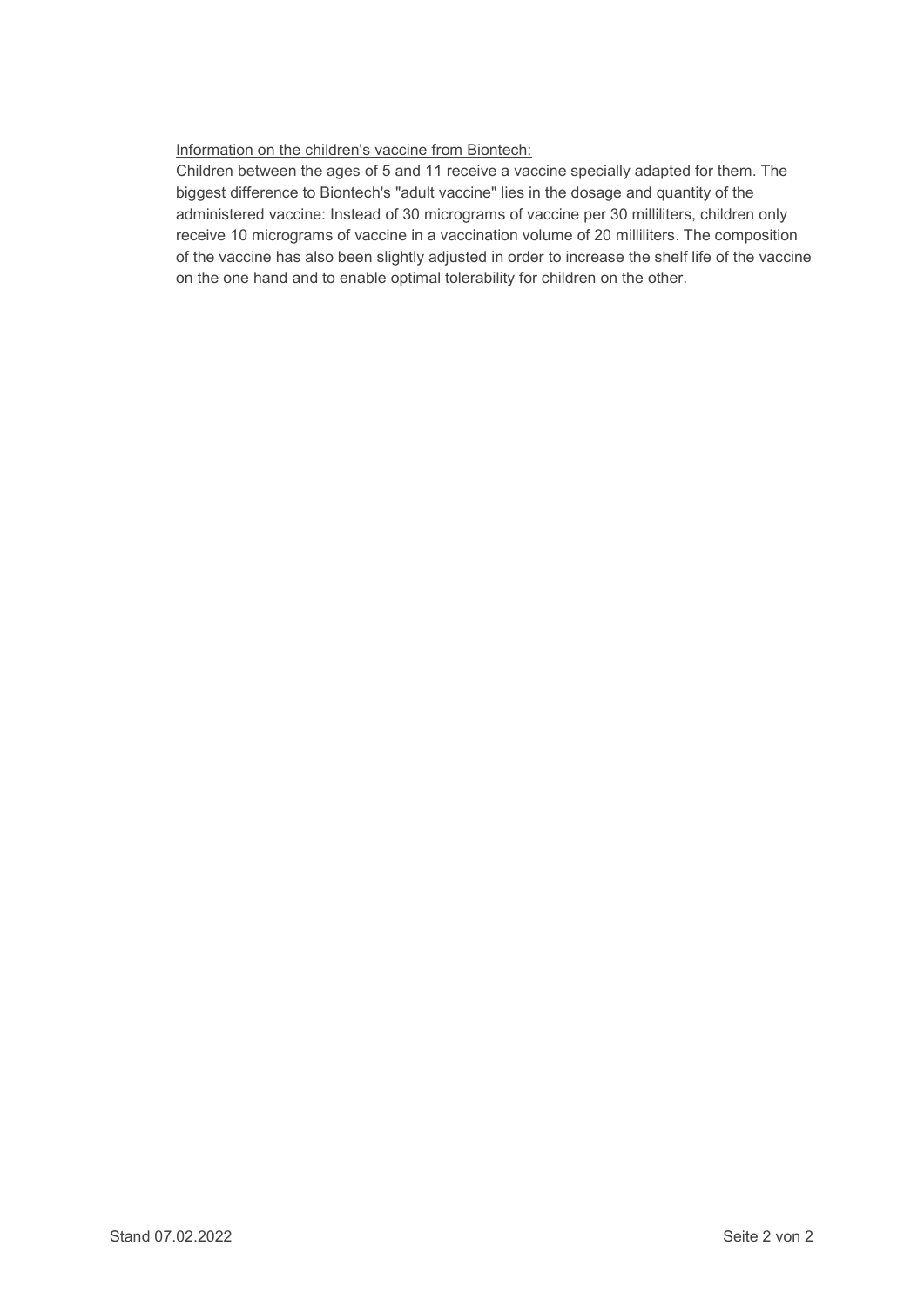<u>Information on the children's vaccine from Biontech:</u>

Children between the ages of 5 and 11 receive a vaccine specially adapted for them. The biggest difference to Biontech's "adult vaccine" lies in the dosage and quantity of the administered vaccine: Instead of 30 micrograms of vaccine per 30 milliliters, children only receive 10 micrograms of vaccine in a vaccination volume of 20 milliliters. The composition of the vaccine has also been slightly adjusted in order to increase the shelf life of the vaccine on the one hand and to enable optimal tolerability for children on the other.